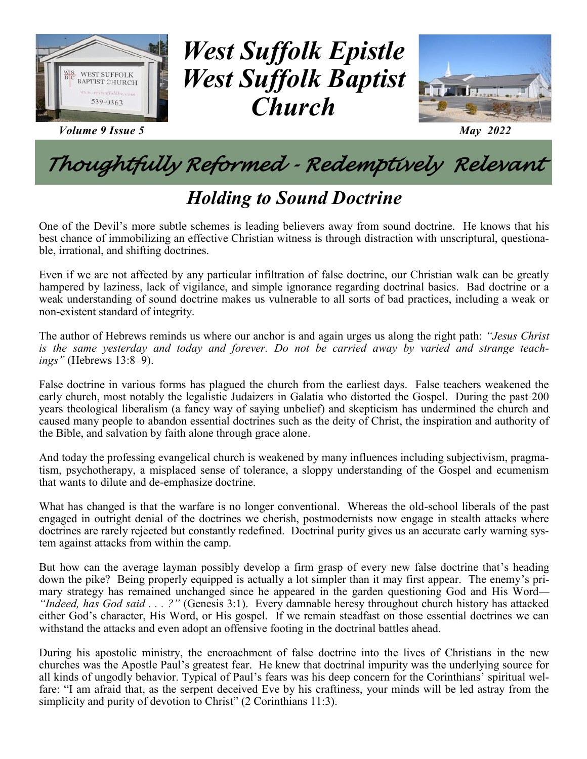# West Suffolk Epistle
# West Suffolk Baptist Church

*Volume 9 Issue 5* *May 2022*

## *Thoughtfully Reformed - Redemptively Relevant*

## *Holding to Sound Doctrine*

One of the Devil's more subtle schemes is leading believers away from sound doctrine. He knows that his best chance of immobilizing an effective Christian witness is through distraction with unscriptural, questionable, irrational, and shifting doctrines.

Even if we are not affected by any particular infiltration of false doctrine, our Christian walk can be greatly hampered by laziness, lack of vigilance, and simple ignorance regarding doctrinal basics. Bad doctrine or a weak understanding of sound doctrine makes us vulnerable to all sorts of bad practices, including a weak or non-existent standard of integrity.

The author of Hebrews reminds us where our anchor is and again urges us along the right path: *"Jesus Christ is the same yesterday and today and forever. Do not be carried away by varied and strange teachings"* (Hebrews 13:8–9).

False doctrine in various forms has plagued the church from the earliest days. False teachers weakened the early church, most notably the legalistic Judaizers in Galatia who distorted the Gospel. During the past 200 years theological liberalism (a fancy way of saying unbelief) and skepticism has undermined the church and caused many people to abandon essential doctrines such as the deity of Christ, the inspiration and authority of the Bible, and salvation by faith alone through grace alone.

And today the professing evangelical church is weakened by many influences including subjectivism, pragmatism, psychotherapy, a misplaced sense of tolerance, a sloppy understanding of the Gospel and ecumenism that wants to dilute and de-emphasize doctrine.

What has changed is that the warfare is no longer conventional. Whereas the old-school liberals of the past engaged in outright denial of the doctrines we cherish, postmodernists now engage in stealth attacks where doctrines are rarely rejected but constantly redefined. Doctrinal purity gives us an accurate early warning system against attacks from within the camp.

But how can the average layman possibly develop a firm grasp of every new false doctrine that's heading down the pike? Being properly equipped is actually a lot simpler than it may first appear. The enemy's primary strategy has remained unchanged since he appeared in the garden questioning God and His Word—*"Indeed, has God said . . . ?"* (Genesis 3:1). Every damnable heresy throughout church history has attacked either God's character, His Word, or His gospel. If we remain steadfast on those essential doctrines we can withstand the attacks and even adopt an offensive footing in the doctrinal battles ahead.

During his apostolic ministry, the encroachment of false doctrine into the lives of Christians in the new churches was the Apostle Paul's greatest fear. He knew that doctrinal impurity was the underlying source for all kinds of ungodly behavior. Typical of Paul's fears was his deep concern for the Corinthians' spiritual welfare: "I am afraid that, as the serpent deceived Eve by his craftiness, your minds will be led astray from the simplicity and purity of devotion to Christ" (2 Corinthians 11:3).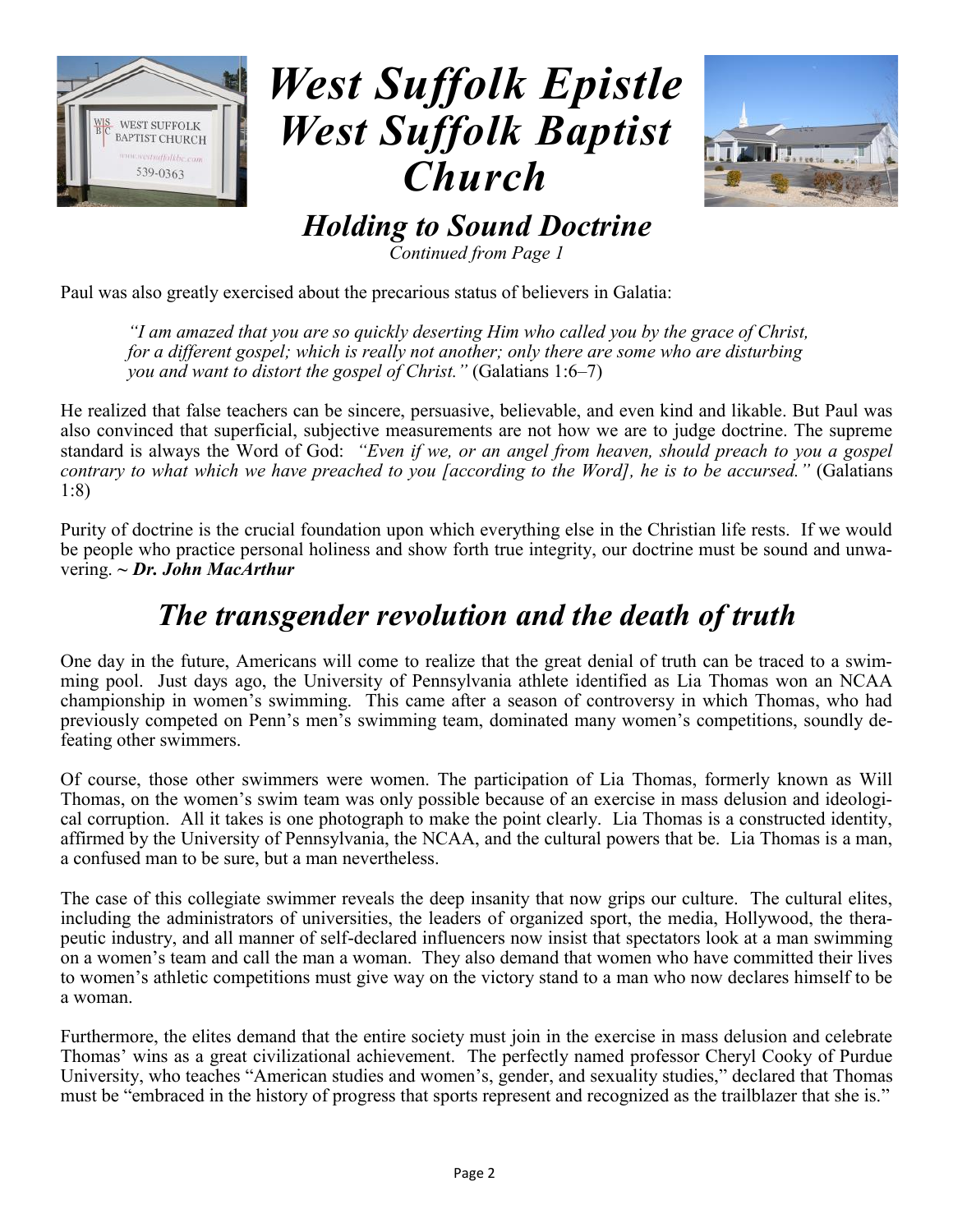# West Suffolk Epistle
# West Suffolk Baptist Church

## *Holding to Sound Doctrine*

*Continued from Page 1*

Paul was also greatly exercised about the precarious status of believers in Galatia:

> *"I am amazed that you are so quickly deserting Him who called you by the grace of Christ, for a different gospel; which is really not another; only there are some who are disturbing you and want to distort the gospel of Christ."* (Galatians 1:6–7)

He realized that false teachers can be sincere, persuasive, believable, and even kind and likable. But Paul was also convinced that superficial, subjective measurements are not how we are to judge doctrine. The supreme standard is always the Word of God: *"Even if we, or an angel from heaven, should preach to you a gospel contrary to what which we have preached to you [according to the Word], he is to be accursed."* (Galatians 1:8)

Purity of doctrine is the crucial foundation upon which everything else in the Christian life rests. If we would be people who practice personal holiness and show forth true integrity, our doctrine must be sound and unwavering. ~ ***Dr. John MacArthur***

## *The transgender revolution and the death of truth*

One day in the future, Americans will come to realize that the great denial of truth can be traced to a swimming pool. Just days ago, the University of Pennsylvania athlete identified as Lia Thomas won an NCAA championship in women's swimming. This came after a season of controversy in which Thomas, who had previously competed on Penn's men's swimming team, dominated many women's competitions, soundly defeating other swimmers.

Of course, those other swimmers were women. The participation of Lia Thomas, formerly known as Will Thomas, on the women's swim team was only possible because of an exercise in mass delusion and ideological corruption. All it takes is one photograph to make the point clearly. Lia Thomas is a constructed identity, affirmed by the University of Pennsylvania, the NCAA, and the cultural powers that be. Lia Thomas is a man, a confused man to be sure, but a man nevertheless.

The case of this collegiate swimmer reveals the deep insanity that now grips our culture. The cultural elites, including the administrators of universities, the leaders of organized sport, the media, Hollywood, the therapeutic industry, and all manner of self-declared influencers now insist that spectators look at a man swimming on a women's team and call the man a woman. They also demand that women who have committed their lives to women's athletic competitions must give way on the victory stand to a man who now declares himself to be a woman.

Furthermore, the elites demand that the entire society must join in the exercise in mass delusion and celebrate Thomas' wins as a great civilizational achievement. The perfectly named professor Cheryl Cooky of Purdue University, who teaches "American studies and women's, gender, and sexuality studies," declared that Thomas must be "embraced in the history of progress that sports represent and recognized as the trailblazer that she is."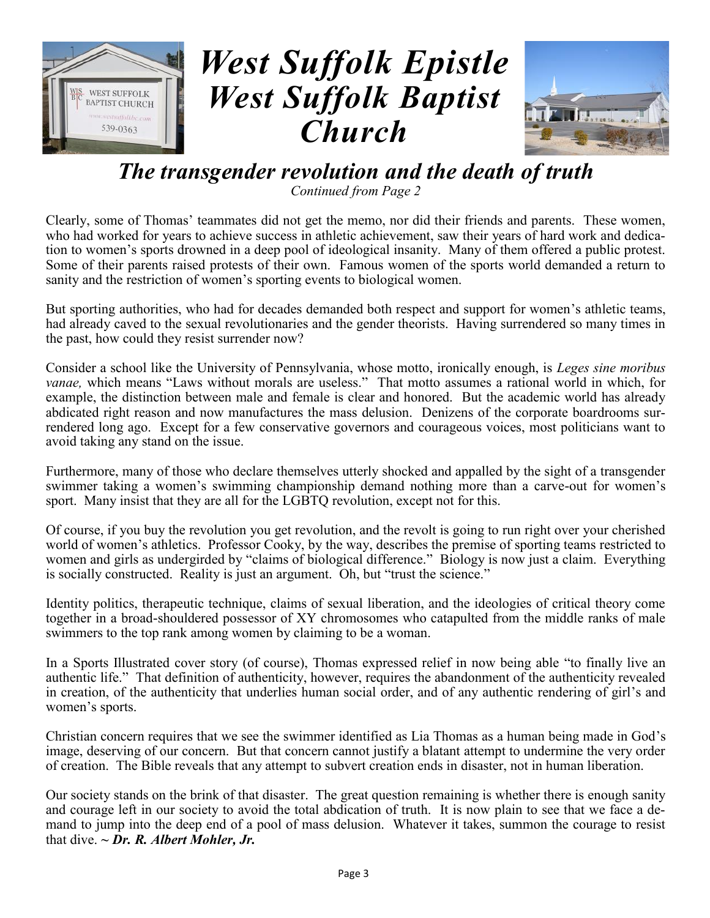# West Suffolk Epistle West Suffolk Baptist Church

## *The transgender revolution and the death of truth*

*Continued from Page 2*

Clearly, some of Thomas' teammates did not get the memo, nor did their friends and parents. These women, who had worked for years to achieve success in athletic achievement, saw their years of hard work and dedication to women's sports drowned in a deep pool of ideological insanity. Many of them offered a public protest. Some of their parents raised protests of their own. Famous women of the sports world demanded a return to sanity and the restriction of women's sporting events to biological women.

But sporting authorities, who had for decades demanded both respect and support for women's athletic teams, had already caved to the sexual revolutionaries and the gender theorists. Having surrendered so many times in the past, how could they resist surrender now?

Consider a school like the University of Pennsylvania, whose motto, ironically enough, is *Leges sine moribus vanae,* which means "Laws without morals are useless." That motto assumes a rational world in which, for example, the distinction between male and female is clear and honored. But the academic world has already abdicated right reason and now manufactures the mass delusion. Denizens of the corporate boardrooms surrendered long ago. Except for a few conservative governors and courageous voices, most politicians want to avoid taking any stand on the issue.

Furthermore, many of those who declare themselves utterly shocked and appalled by the sight of a transgender swimmer taking a women's swimming championship demand nothing more than a carve-out for women's sport. Many insist that they are all for the LGBTQ revolution, except not for this.

Of course, if you buy the revolution you get revolution, and the revolt is going to run right over your cherished world of women's athletics. Professor Cooky, by the way, describes the premise of sporting teams restricted to women and girls as undergirded by "claims of biological difference." Biology is now just a claim. Everything is socially constructed. Reality is just an argument. Oh, but "trust the science."

Identity politics, therapeutic technique, claims of sexual liberation, and the ideologies of critical theory come together in a broad-shouldered possessor of XY chromosomes who catapulted from the middle ranks of male swimmers to the top rank among women by claiming to be a woman.

In a Sports Illustrated cover story (of course), Thomas expressed relief in now being able "to finally live an authentic life." That definition of authenticity, however, requires the abandonment of the authenticity revealed in creation, of the authenticity that underlies human social order, and of any authentic rendering of girl's and women's sports.

Christian concern requires that we see the swimmer identified as Lia Thomas as a human being made in God's image, deserving of our concern. But that concern cannot justify a blatant attempt to undermine the very order of creation. The Bible reveals that any attempt to subvert creation ends in disaster, not in human liberation.

Our society stands on the brink of that disaster. The great question remaining is whether there is enough sanity and courage left in our society to avoid the total abdication of truth. It is now plain to see that we face a demand to jump into the deep end of a pool of mass delusion. Whatever it takes, summon the courage to resist that dive. ***~ Dr. R. Albert Mohler, Jr.***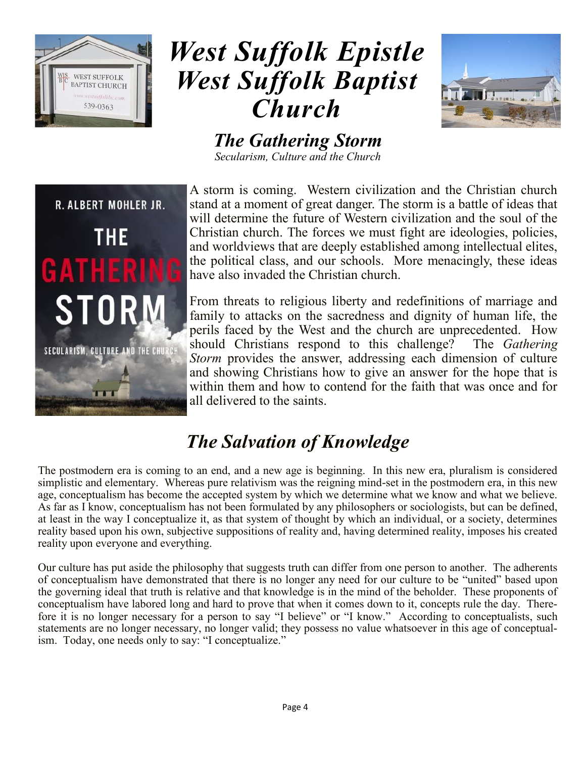# *West Suffolk Epistle West Suffolk Baptist Church*

## *The Gathering Storm*

*Secularism, Culture and the Church*

A storm is coming. Western civilization and the Christian church stand at a moment of great danger. The storm is a battle of ideas that will determine the future of Western civilization and the soul of the Christian church. The forces we must fight are ideologies, policies, and worldviews that are deeply established among intellectual elites, the political class, and our schools. More menacingly, these ideas have also invaded the Christian church.

From threats to religious liberty and redefinitions of marriage and family to attacks on the sacredness and dignity of human life, the perils faced by the West and the church are unprecedented. How should Christians respond to this challenge? The *Gathering Storm* provides the answer, addressing each dimension of culture and showing Christians how to give an answer for the hope that is within them and how to contend for the faith that was once and for all delivered to the saints.

## *The Salvation of Knowledge*

The postmodern era is coming to an end, and a new age is beginning. In this new era, pluralism is considered simplistic and elementary. Whereas pure relativism was the reigning mind-set in the postmodern era, in this new age, conceptualism has become the accepted system by which we determine what we know and what we believe. As far as I know, conceptualism has not been formulated by any philosophers or sociologists, but can be defined, at least in the way I conceptualize it, as that system of thought by which an individual, or a society, determines reality based upon his own, subjective suppositions of reality and, having determined reality, imposes his created reality upon everyone and everything.

Our culture has put aside the philosophy that suggests truth can differ from one person to another. The adherents of conceptualism have demonstrated that there is no longer any need for our culture to be "united" based upon the governing ideal that truth is relative and that knowledge is in the mind of the beholder. These proponents of conceptualism have labored long and hard to prove that when it comes down to it, concepts rule the day. Therefore it is no longer necessary for a person to say "I believe" or "I know." According to conceptualists, such statements are no longer necessary, no longer valid; they possess no value whatsoever in this age of conceptualism. Today, one needs only to say: "I conceptualize."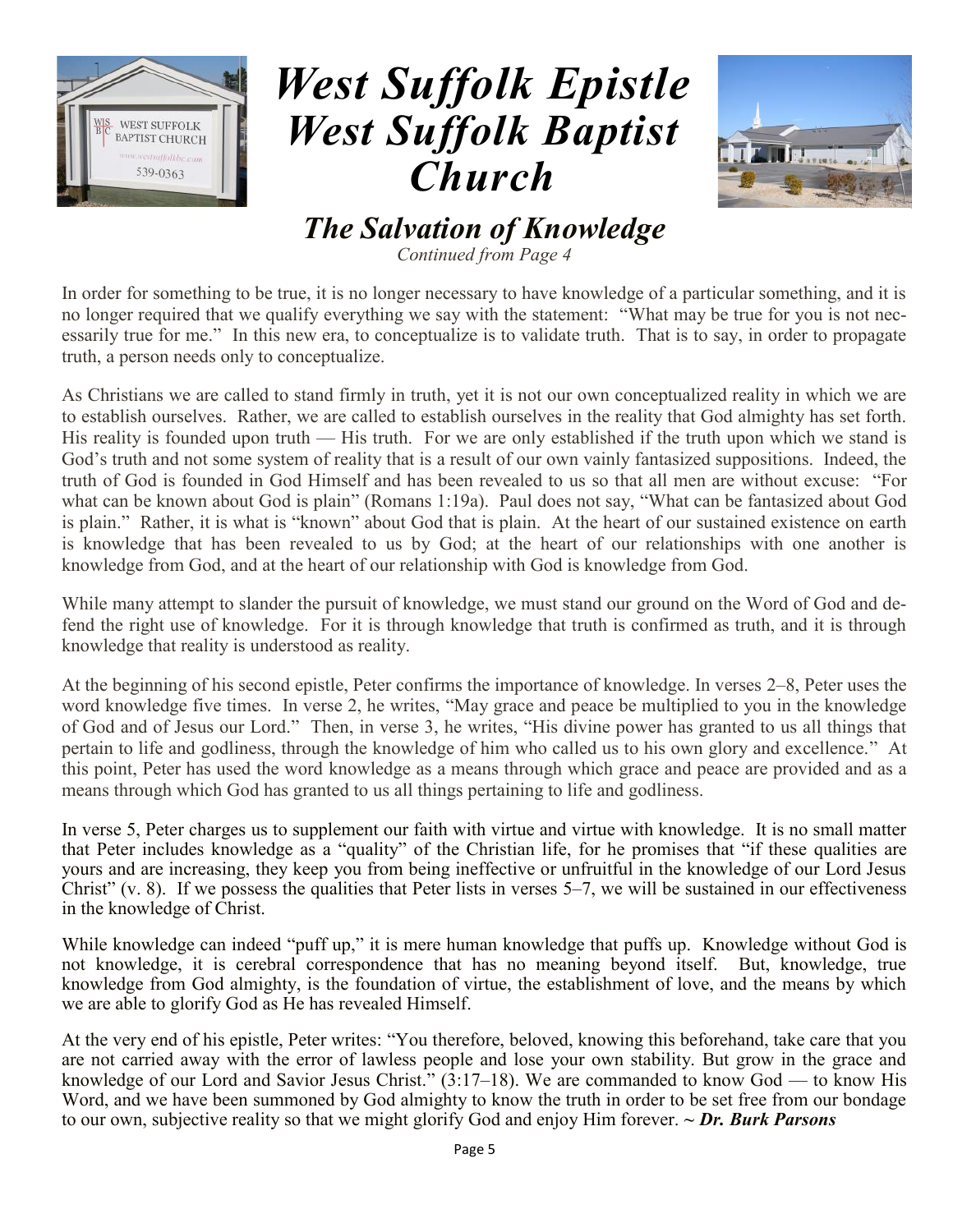# West Suffolk Epistle
# West Suffolk Baptist Church

## *The Salvation of Knowledge*

*Continued from Page 4*

In order for something to be true, it is no longer necessary to have knowledge of a particular something, and it is no longer required that we qualify everything we say with the statement: "What may be true for you is not necessarily true for me." In this new era, to conceptualize is to validate truth. That is to say, in order to propagate truth, a person needs only to conceptualize.

As Christians we are called to stand firmly in truth, yet it is not our own conceptualized reality in which we are to establish ourselves. Rather, we are called to establish ourselves in the reality that God almighty has set forth. His reality is founded upon truth — His truth. For we are only established if the truth upon which we stand is God's truth and not some system of reality that is a result of our own vainly fantasized suppositions. Indeed, the truth of God is founded in God Himself and has been revealed to us so that all men are without excuse: "For what can be known about God is plain" (Romans 1:19a). Paul does not say, "What can be fantasized about God is plain." Rather, it is what is "known" about God that is plain. At the heart of our sustained existence on earth is knowledge that has been revealed to us by God; at the heart of our relationships with one another is knowledge from God, and at the heart of our relationship with God is knowledge from God.

While many attempt to slander the pursuit of knowledge, we must stand our ground on the Word of God and defend the right use of knowledge. For it is through knowledge that truth is confirmed as truth, and it is through knowledge that reality is understood as reality.

At the beginning of his second epistle, Peter confirms the importance of knowledge. In verses 2–8, Peter uses the word knowledge five times. In verse 2, he writes, "May grace and peace be multiplied to you in the knowledge of God and of Jesus our Lord." Then, in verse 3, he writes, "His divine power has granted to us all things that pertain to life and godliness, through the knowledge of him who called us to his own glory and excellence." At this point, Peter has used the word knowledge as a means through which grace and peace are provided and as a means through which God has granted to us all things pertaining to life and godliness.

In verse 5, Peter charges us to supplement our faith with virtue and virtue with knowledge. It is no small matter that Peter includes knowledge as a "quality" of the Christian life, for he promises that "if these qualities are yours and are increasing, they keep you from being ineffective or unfruitful in the knowledge of our Lord Jesus Christ" (v. 8). If we possess the qualities that Peter lists in verses 5–7, we will be sustained in our effectiveness in the knowledge of Christ.

While knowledge can indeed "puff up," it is mere human knowledge that puffs up. Knowledge without God is not knowledge, it is cerebral correspondence that has no meaning beyond itself. But, knowledge, true knowledge from God almighty, is the foundation of virtue, the establishment of love, and the means by which we are able to glorify God as He has revealed Himself.

At the very end of his epistle, Peter writes: "You therefore, beloved, knowing this beforehand, take care that you are not carried away with the error of lawless people and lose your own stability. But grow in the grace and knowledge of our Lord and Savior Jesus Christ." (3:17–18). We are commanded to know God — to know His Word, and we have been summoned by God almighty to know the truth in order to be set free from our bondage to our own, subjective reality so that we might glorify God and enjoy Him forever. ~ ***Dr. Burk Parsons***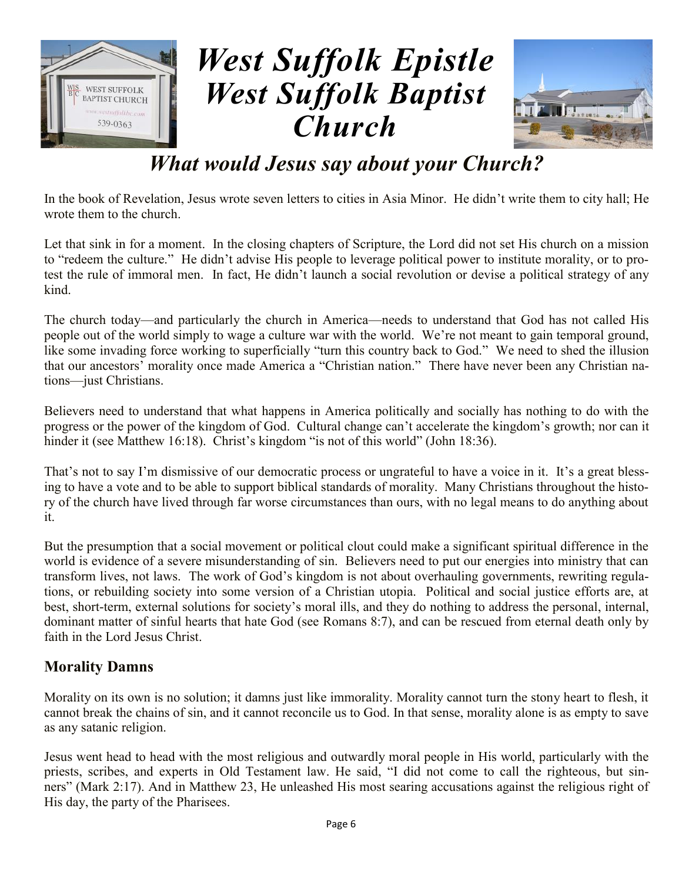# West Suffolk Epistle
# West Suffolk Baptist Church

## *What would Jesus say about your Church?*

In the book of Revelation, Jesus wrote seven letters to cities in Asia Minor. He didn't write them to city hall; He wrote them to the church.

Let that sink in for a moment. In the closing chapters of Scripture, the Lord did not set His church on a mission to "redeem the culture." He didn't advise His people to leverage political power to institute morality, or to protest the rule of immoral men. In fact, He didn't launch a social revolution or devise a political strategy of any kind.

The church today—and particularly the church in America—needs to understand that God has not called His people out of the world simply to wage a culture war with the world. We're not meant to gain temporal ground, like some invading force working to superficially "turn this country back to God." We need to shed the illusion that our ancestors' morality once made America a "Christian nation." There have never been any Christian nations—just Christians.

Believers need to understand that what happens in America politically and socially has nothing to do with the progress or the power of the kingdom of God. Cultural change can't accelerate the kingdom's growth; nor can it hinder it (see Matthew 16:18). Christ's kingdom "is not of this world" (John 18:36).

That's not to say I'm dismissive of our democratic process or ungrateful to have a voice in it. It's a great blessing to have a vote and to be able to support biblical standards of morality. Many Christians throughout the history of the church have lived through far worse circumstances than ours, with no legal means to do anything about it.

But the presumption that a social movement or political clout could make a significant spiritual difference in the world is evidence of a severe misunderstanding of sin. Believers need to put our energies into ministry that can transform lives, not laws. The work of God's kingdom is not about overhauling governments, rewriting regulations, or rebuilding society into some version of a Christian utopia. Political and social justice efforts are, at best, short-term, external solutions for society's moral ills, and they do nothing to address the personal, internal, dominant matter of sinful hearts that hate God (see Romans 8:7), and can be rescued from eternal death only by faith in the Lord Jesus Christ.

### Morality Damns

Morality on its own is no solution; it damns just like immorality. Morality cannot turn the stony heart to flesh, it cannot break the chains of sin, and it cannot reconcile us to God. In that sense, morality alone is as empty to save as any satanic religion.

Jesus went head to head with the most religious and outwardly moral people in His world, particularly with the priests, scribes, and experts in Old Testament law. He said, "I did not come to call the righteous, but sinners" (Mark 2:17). And in Matthew 23, He unleashed His most searing accusations against the religious right of His day, the party of the Pharisees.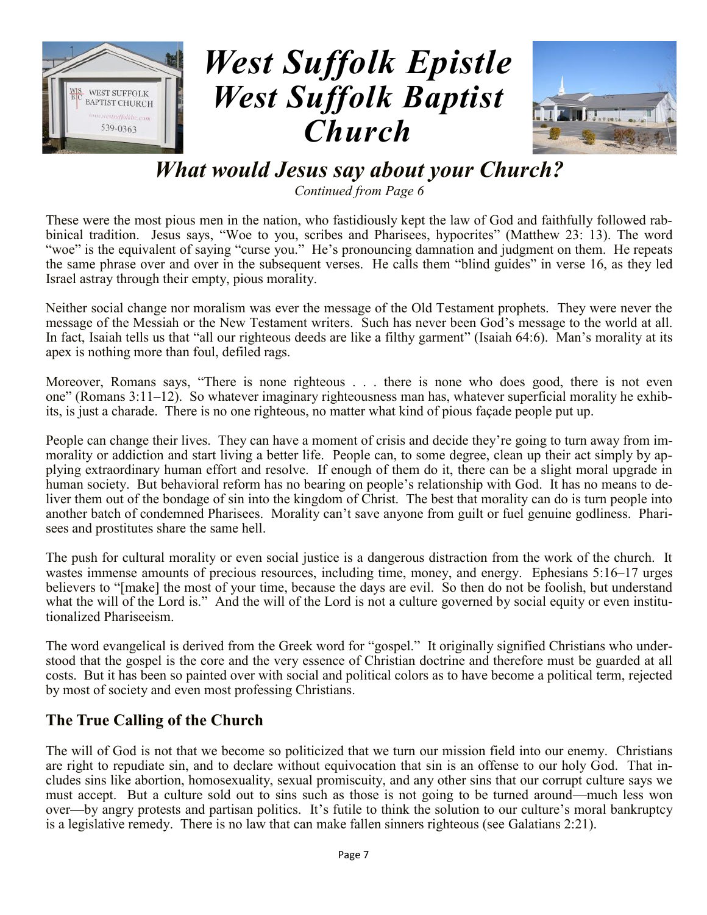# West Suffolk Epistle
# West Suffolk Baptist Church

## What would Jesus say about your Church?

*Continued from Page 6*

These were the most pious men in the nation, who fastidiously kept the law of God and faithfully followed rabbinical tradition. Jesus says, "Woe to you, scribes and Pharisees, hypocrites" (Matthew 23: 13). The word "woe" is the equivalent of saying "curse you." He's pronouncing damnation and judgment on them. He repeats the same phrase over and over in the subsequent verses. He calls them "blind guides" in verse 16, as they led Israel astray through their empty, pious morality.

Neither social change nor moralism was ever the message of the Old Testament prophets. They were never the message of the Messiah or the New Testament writers. Such has never been God's message to the world at all. In fact, Isaiah tells us that "all our righteous deeds are like a filthy garment" (Isaiah 64:6). Man's morality at its apex is nothing more than foul, defiled rags.

Moreover, Romans says, "There is none righteous . . . there is none who does good, there is not even one" (Romans 3:11–12). So whatever imaginary righteousness man has, whatever superficial morality he exhibits, is just a charade. There is no one righteous, no matter what kind of pious façade people put up.

People can change their lives. They can have a moment of crisis and decide they're going to turn away from immorality or addiction and start living a better life. People can, to some degree, clean up their act simply by applying extraordinary human effort and resolve. If enough of them do it, there can be a slight moral upgrade in human society. But behavioral reform has no bearing on people's relationship with God. It has no means to deliver them out of the bondage of sin into the kingdom of Christ. The best that morality can do is turn people into another batch of condemned Pharisees. Morality can't save anyone from guilt or fuel genuine godliness. Pharisees and prostitutes share the same hell.

The push for cultural morality or even social justice is a dangerous distraction from the work of the church. It wastes immense amounts of precious resources, including time, money, and energy. Ephesians 5:16–17 urges believers to "[make] the most of your time, because the days are evil. So then do not be foolish, but understand what the will of the Lord is." And the will of the Lord is not a culture governed by social equity or even institutionalized Phariseeism.

The word evangelical is derived from the Greek word for "gospel." It originally signified Christians who understood that the gospel is the core and the very essence of Christian doctrine and therefore must be guarded at all costs. But it has been so painted over with social and political colors as to have become a political term, rejected by most of society and even most professing Christians.

### The True Calling of the Church

The will of God is not that we become so politicized that we turn our mission field into our enemy. Christians are right to repudiate sin, and to declare without equivocation that sin is an offense to our holy God. That includes sins like abortion, homosexuality, sexual promiscuity, and any other sins that our corrupt culture says we must accept. But a culture sold out to sins such as those is not going to be turned around—much less won over—by angry protests and partisan politics. It's futile to think the solution to our culture's moral bankruptcy is a legislative remedy. There is no law that can make fallen sinners righteous (see Galatians 2:21).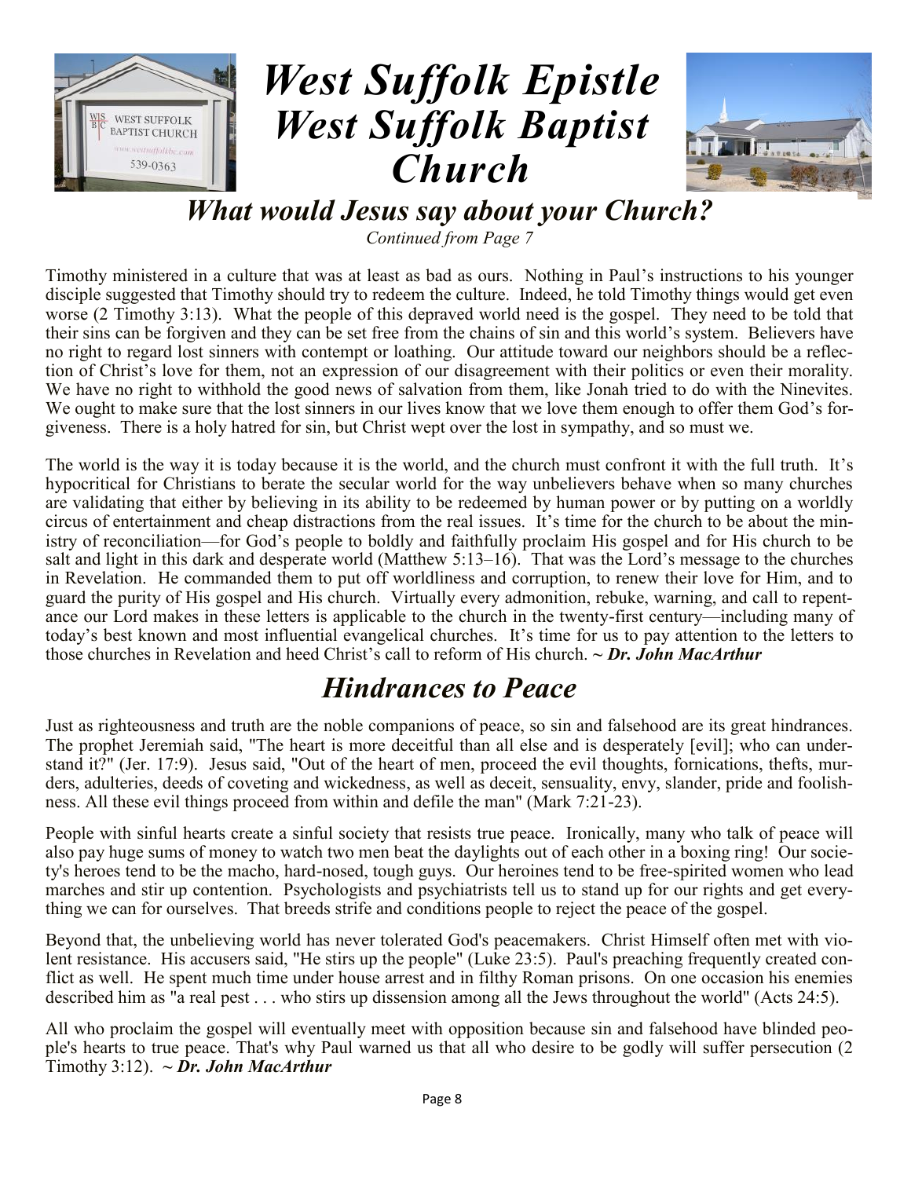# West Suffolk Epistle West Suffolk Baptist Church

## What would Jesus say about your Church?

*Continued from Page 7*

Timothy ministered in a culture that was at least as bad as ours. Nothing in Paul's instructions to his younger disciple suggested that Timothy should try to redeem the culture. Indeed, he told Timothy things would get even worse (2 Timothy 3:13). What the people of this depraved world need is the gospel. They need to be told that their sins can be forgiven and they can be set free from the chains of sin and this world's system. Believers have no right to regard lost sinners with contempt or loathing. Our attitude toward our neighbors should be a reflection of Christ's love for them, not an expression of our disagreement with their politics or even their morality. We have no right to withhold the good news of salvation from them, like Jonah tried to do with the Ninevites. We ought to make sure that the lost sinners in our lives know that we love them enough to offer them God's forgiveness. There is a holy hatred for sin, but Christ wept over the lost in sympathy, and so must we.

The world is the way it is today because it is the world, and the church must confront it with the full truth. It's hypocritical for Christians to berate the secular world for the way unbelievers behave when so many churches are validating that either by believing in its ability to be redeemed by human power or by putting on a worldly circus of entertainment and cheap distractions from the real issues. It's time for the church to be about the ministry of reconciliation—for God's people to boldly and faithfully proclaim His gospel and for His church to be salt and light in this dark and desperate world (Matthew 5:13–16). That was the Lord's message to the churches in Revelation. He commanded them to put off worldliness and corruption, to renew their love for Him, and to guard the purity of His gospel and His church. Virtually every admonition, rebuke, warning, and call to repentance our Lord makes in these letters is applicable to the church in the twenty-first century—including many of today's best known and most influential evangelical churches. It's time for us to pay attention to the letters to those churches in Revelation and heed Christ's call to reform of His church. ~ ***Dr. John MacArthur***

## Hindrances to Peace

Just as righteousness and truth are the noble companions of peace, so sin and falsehood are its great hindrances. The prophet Jeremiah said, "The heart is more deceitful than all else and is desperately [evil]; who can understand it?" (Jer. 17:9). Jesus said, "Out of the heart of men, proceed the evil thoughts, fornications, thefts, murders, adulteries, deeds of coveting and wickedness, as well as deceit, sensuality, envy, slander, pride and foolishness. All these evil things proceed from within and defile the man" (Mark 7:21-23).

People with sinful hearts create a sinful society that resists true peace. Ironically, many who talk of peace will also pay huge sums of money to watch two men beat the daylights out of each other in a boxing ring! Our society's heroes tend to be the macho, hard-nosed, tough guys. Our heroines tend to be free-spirited women who lead marches and stir up contention. Psychologists and psychiatrists tell us to stand up for our rights and get everything we can for ourselves. That breeds strife and conditions people to reject the peace of the gospel.

Beyond that, the unbelieving world has never tolerated God's peacemakers. Christ Himself often met with violent resistance. His accusers said, "He stirs up the people" (Luke 23:5). Paul's preaching frequently created conflict as well. He spent much time under house arrest and in filthy Roman prisons. On one occasion his enemies described him as "a real pest . . . who stirs up dissension among all the Jews throughout the world" (Acts 24:5).

All who proclaim the gospel will eventually meet with opposition because sin and falsehood have blinded people's hearts to true peace. That's why Paul warned us that all who desire to be godly will suffer persecution (2 Timothy 3:12). ~ ***Dr. John MacArthur***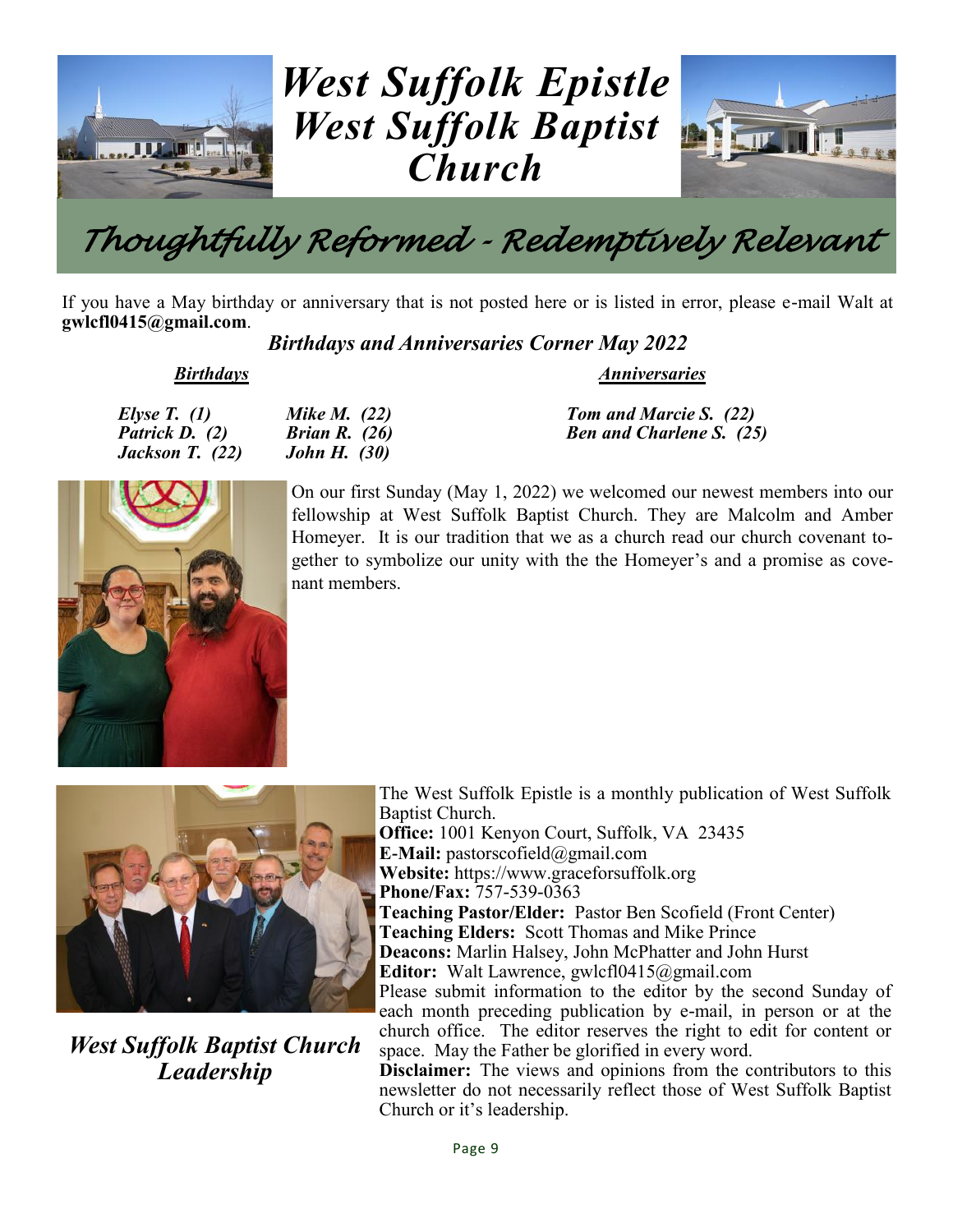# *West Suffolk Epistle West Suffolk Baptist Church*

## *Thoughtfully Reformed - Redemptively Relevant*

If you have a May birthday or anniversary that is not posted here or is listed in error, please e-mail Walt at **gwlcfl0415@gmail.com**.

### *Birthdays and Anniversaries Corner May 2022*

***Birthdays***

***Elyse T. (1)***
***Patrick D. (2)***
***Jackson T. (22)***
***Mike M. (22)***
***Brian R. (26)***
***John H. (30)***

***Anniversaries***

***Tom and Marcie S. (22)***
***Ben and Charlene S. (25)***

On our first Sunday (May 1, 2022) we welcomed our newest members into our fellowship at West Suffolk Baptist Church. They are Malcolm and Amber Homeyer. It is our tradition that we as a church read our church covenant together to symbolize our unity with the the Homeyer's and a promise as covenant members.

***West Suffolk Baptist Church Leadership***

The West Suffolk Epistle is a monthly publication of West Suffolk Baptist Church.
**Office:** 1001 Kenyon Court, Suffolk, VA 23435
**E-Mail:** pastorscofield@gmail.com
**Website:** https://www.graceforsuffolk.org
**Phone/Fax:** 757-539-0363
**Teaching Pastor/Elder:** Pastor Ben Scofield (Front Center)
**Teaching Elders:** Scott Thomas and Mike Prince
**Deacons:** Marlin Halsey, John McPhatter and John Hurst
**Editor:** Walt Lawrence, gwlcfl0415@gmail.com
Please submit information to the editor by the second Sunday of each month preceding publication by e-mail, in person or at the church office. The editor reserves the right to edit for content or space. May the Father be glorified in every word.
**Disclaimer:** The views and opinions from the contributors to this newsletter do not necessarily reflect those of West Suffolk Baptist Church or it's leadership.